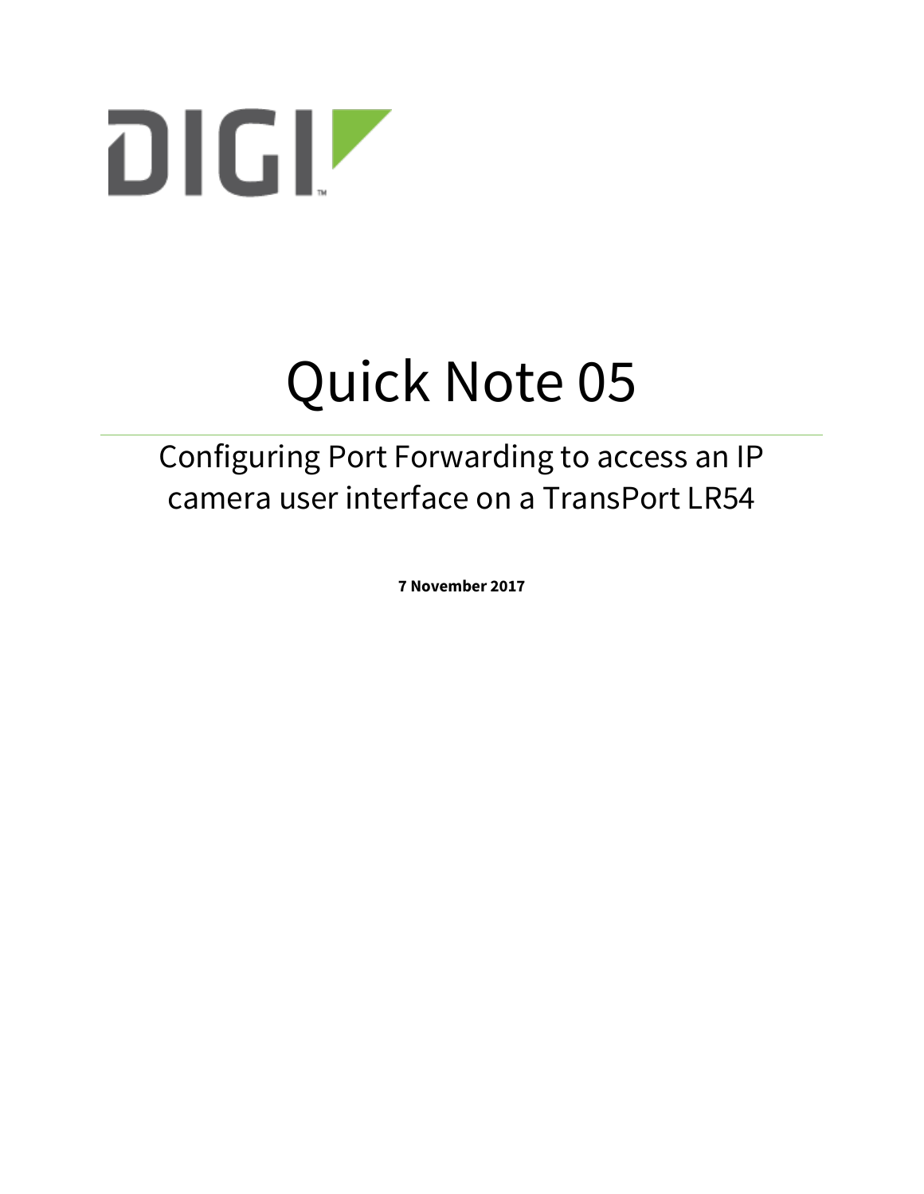DIGI

# Quick Note 05

## Configuring Port Forwarding to access an IP camera user interface on a TransPort LR54

**7 November 2017**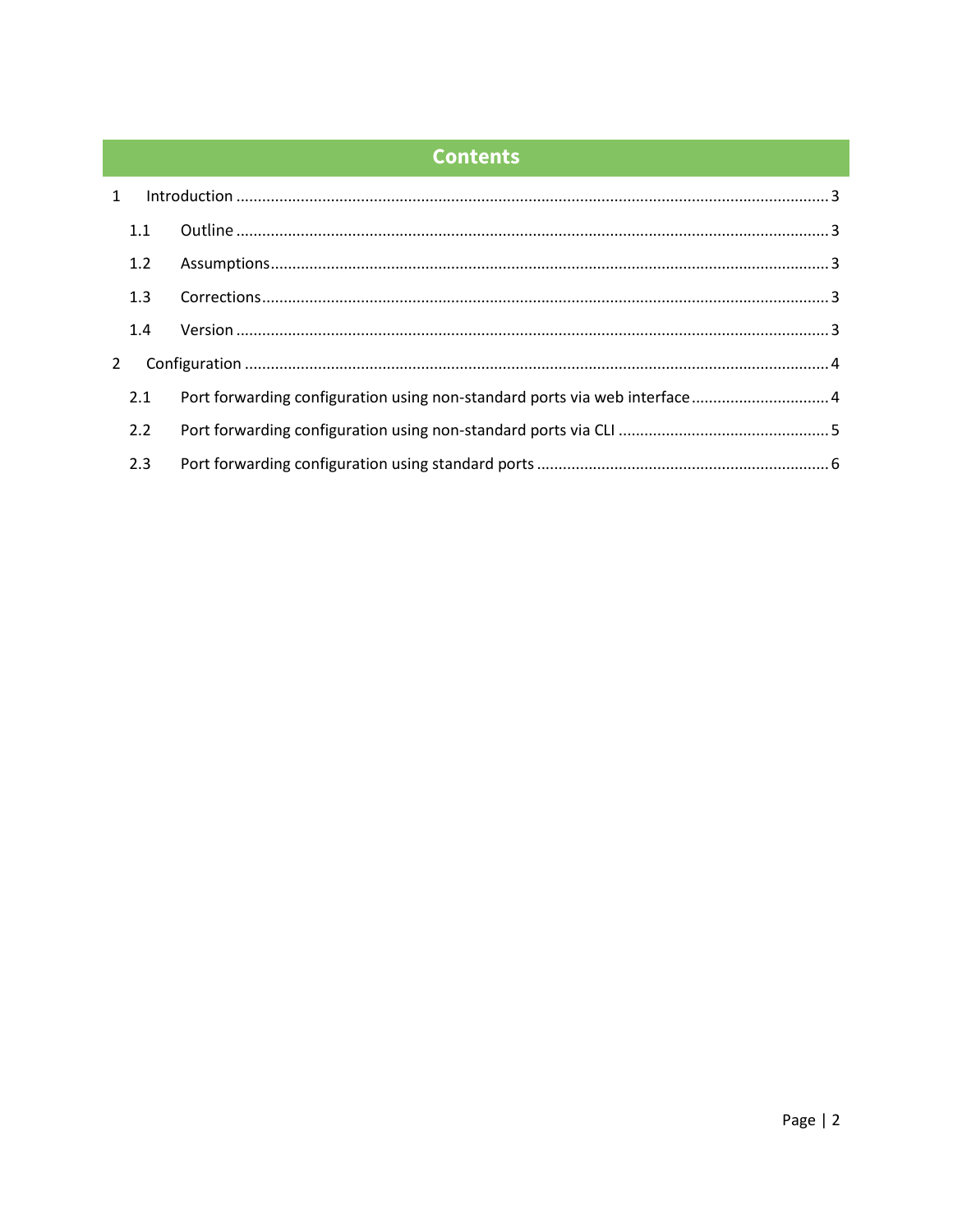# Contents

1 Introduction ........................................................................................................................................ 3

1.1 Outline ........................................................................................................................................ 3

1.2 Assumptions................................................................................................................................ 3

1.3 Corrections.................................................................................................................................. 3

1.4 Version ........................................................................................................................................ 3

2 Configuration ...................................................................................................................................... 4

2.1 Port forwarding configuration using non-standard ports via web interface ................................ 4

2.2 Port forwarding configuration using non-standard ports via CLI ................................................. 5

2.3 Port forwarding configuration using standard ports ................................................................... 6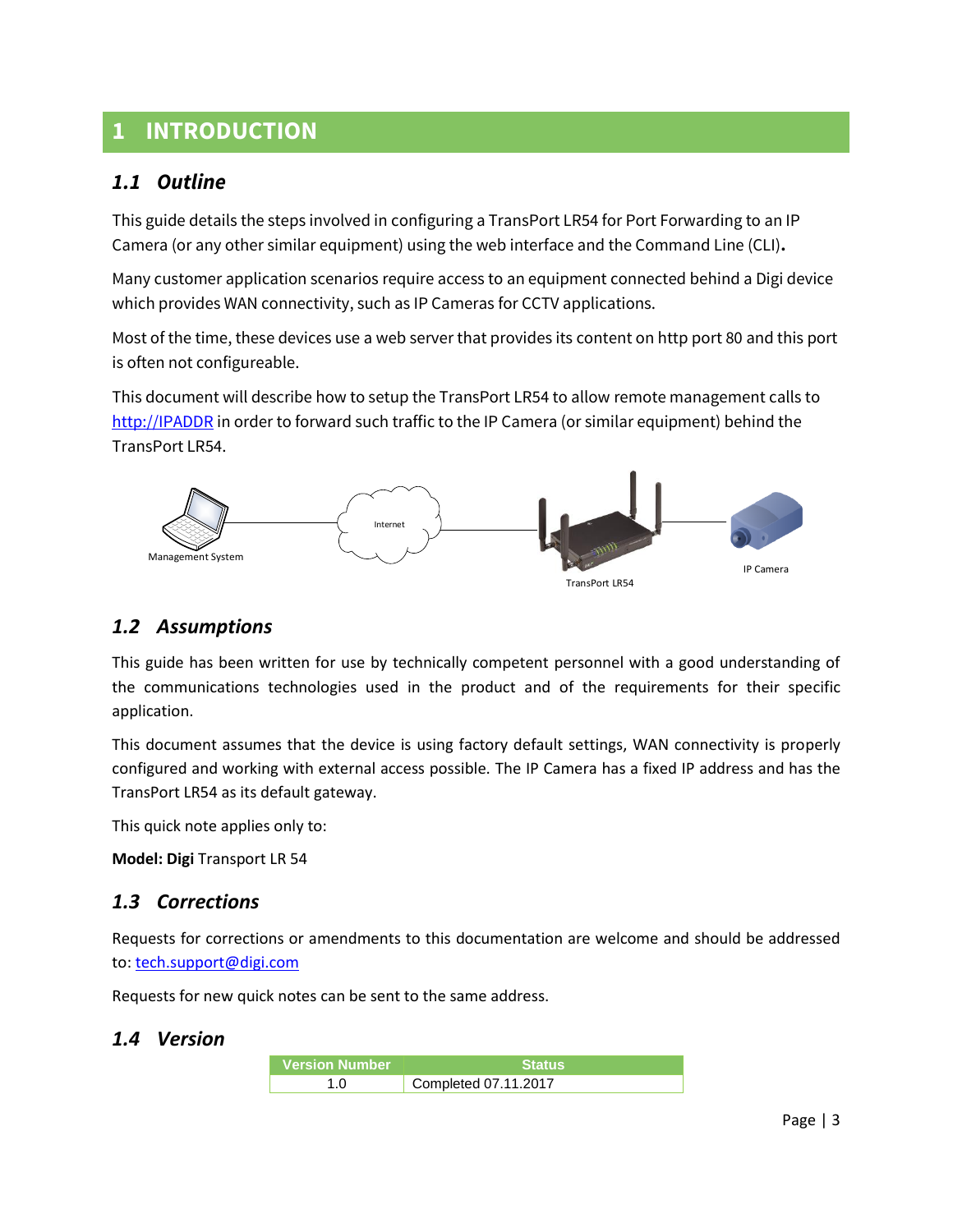# 1 INTRODUCTION

## 1.1 Outline

This guide details the steps involved in configuring a TransPort LR54 for Port Forwarding to an IP Camera (or any other similar equipment) using the web interface and the Command Line (CLI).

Many customer application scenarios require access to an equipment connected behind a Digi device which provides WAN connectivity, such as IP Cameras for CCTV applications.

Most of the time, these devices use a web server that provides its content on http port 80 and this port is often not configureable.

This document will describe how to setup the TransPort LR54 to allow remote management calls to http://IPADDR in order to forward such traffic to the IP Camera (or similar equipment) behind the TransPort LR54.

Management System — Internet — TransPort LR54 — IP Camera

## 1.2 Assumptions

This guide has been written for use by technically competent personnel with a good understanding of the communications technologies used in the product and of the requirements for their specific application.

This document assumes that the device is using factory default settings, WAN connectivity is properly configured and working with external access possible. The IP Camera has a fixed IP address and has the TransPort LR54 as its default gateway.

This quick note applies only to:

**Model: Digi** Transport LR 54

## 1.3 Corrections

Requests for corrections or amendments to this documentation are welcome and should be addressed to: tech.support@digi.com

Requests for new quick notes can be sent to the same address.

## 1.4 Version

| Version Number | Status |
|---|---|
| 1.0 | Completed 07.11.2017 |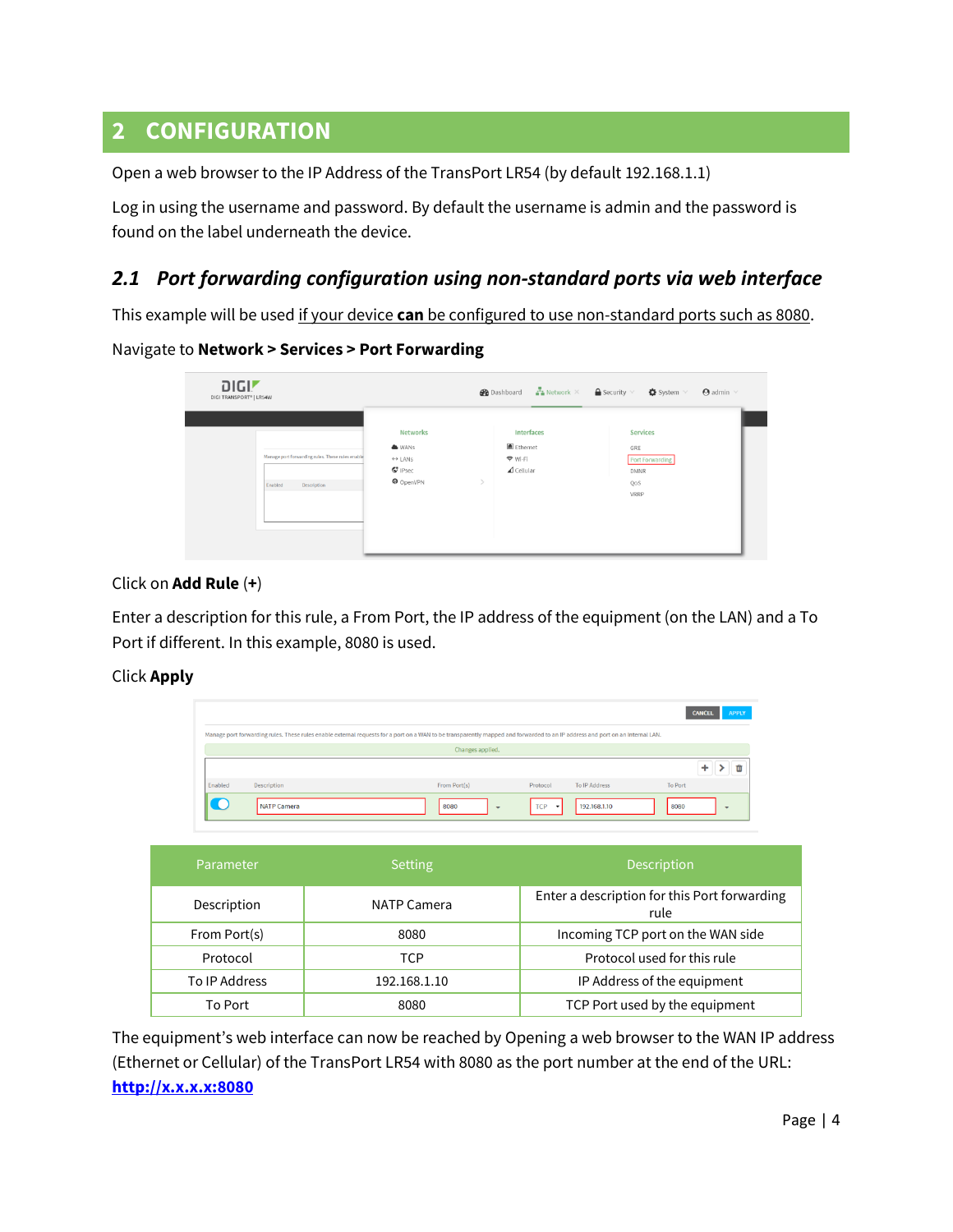# 2 CONFIGURATION

Open a web browser to the IP Address of the TransPort LR54 (by default 192.168.1.1)

Log in using the username and password. By default the username is admin and the password is found on the label underneath the device.

## *2.1 Port forwarding configuration using non-standard ports via web interface*

This example will be used if your device **can** be configured to use non-standard ports such as 8080.

Navigate to **Network > Services > Port Forwarding**

Click on **Add Rule** (**+**)

Enter a description for this rule, a From Port, the IP address of the equipment (on the LAN) and a To Port if different. In this example, 8080 is used.

Click **Apply**

| Parameter | Setting | Description |
| --- | --- | --- |
| Description | NATP Camera | Enter a description for this Port forwarding rule |
| From Port(s) | 8080 | Incoming TCP port on the WAN side |
| Protocol | TCP | Protocol used for this rule |
| To IP Address | 192.168.1.10 | IP Address of the equipment |
| To Port | 8080 | TCP Port used by the equipment |

The equipment's web interface can now be reached by Opening a web browser to the WAN IP address (Ethernet or Cellular) of the TransPort LR54 with 8080 as the port number at the end of the URL: **http://x.x.x.x:8080**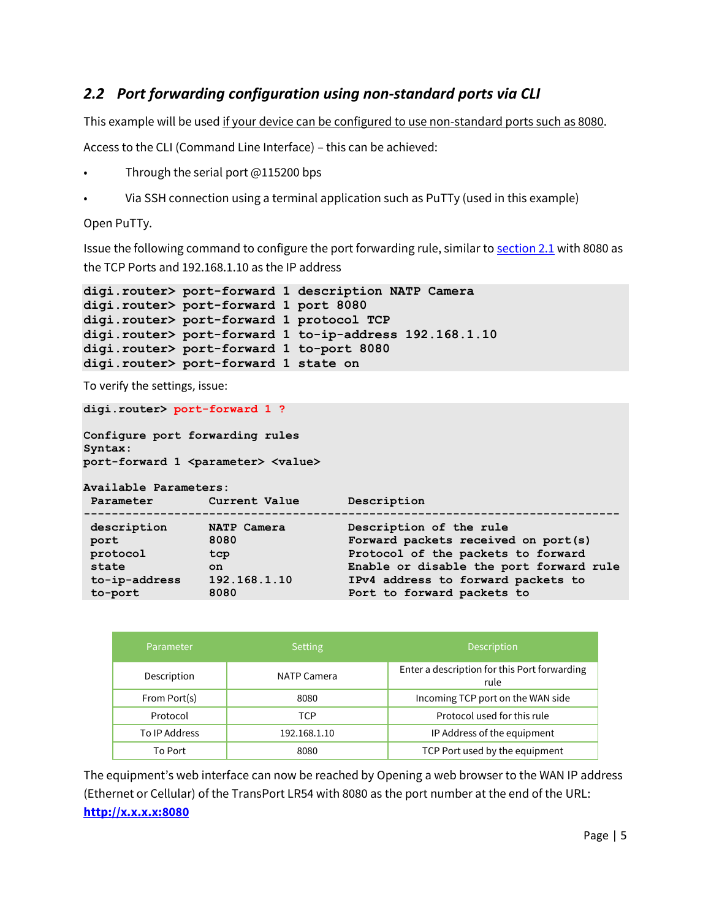## 2.2 Port forwarding configuration using non-standard ports via CLI

This example will be used if your device can be configured to use non-standard ports such as 8080.

Access to the CLI (Command Line Interface) – this can be achieved:

- Through the serial port @115200 bps
- Via SSH connection using a terminal application such as PuTTy (used in this example)

Open PuTTy.

Issue the following command to configure the port forwarding rule, similar to section 2.1 with 8080 as the TCP Ports and 192.168.1.10 as the IP address

```
digi.router> port-forward 1 description NATP Camera
digi.router> port-forward 1 port 8080
digi.router> port-forward 1 protocol TCP
digi.router> port-forward 1 to-ip-address 192.168.1.10
digi.router> port-forward 1 to-port 8080
digi.router> port-forward 1 state on
```

To verify the settings, issue:

```
digi.router> port-forward 1 ?

Configure port forwarding rules
Syntax:
port-forward 1 <parameter> <value>

Available Parameters:
 Parameter        Current Value        Description
---------------------------------------------------------------------------
 description      NATP Camera          Description of the rule
 port             8080                 Forward packets received on port(s)
 protocol         tcp                  Protocol of the packets to forward
 state            on                   Enable or disable the port forward rule
 to-ip-address    192.168.1.10         IPv4 address to forward packets to
 to-port          8080                 Port to forward packets to
```

| Parameter | Setting | Description |
|---|---|---|
| Description | NATP Camera | Enter a description for this Port forwarding rule |
| From Port(s) | 8080 | Incoming TCP port on the WAN side |
| Protocol | TCP | Protocol used for this rule |
| To IP Address | 192.168.1.10 | IP Address of the equipment |
| To Port | 8080 | TCP Port used by the equipment |

The equipment's web interface can now be reached by Opening a web browser to the WAN IP address (Ethernet or Cellular) of the TransPort LR54 with 8080 as the port number at the end of the URL: **http://x.x.x.x:8080**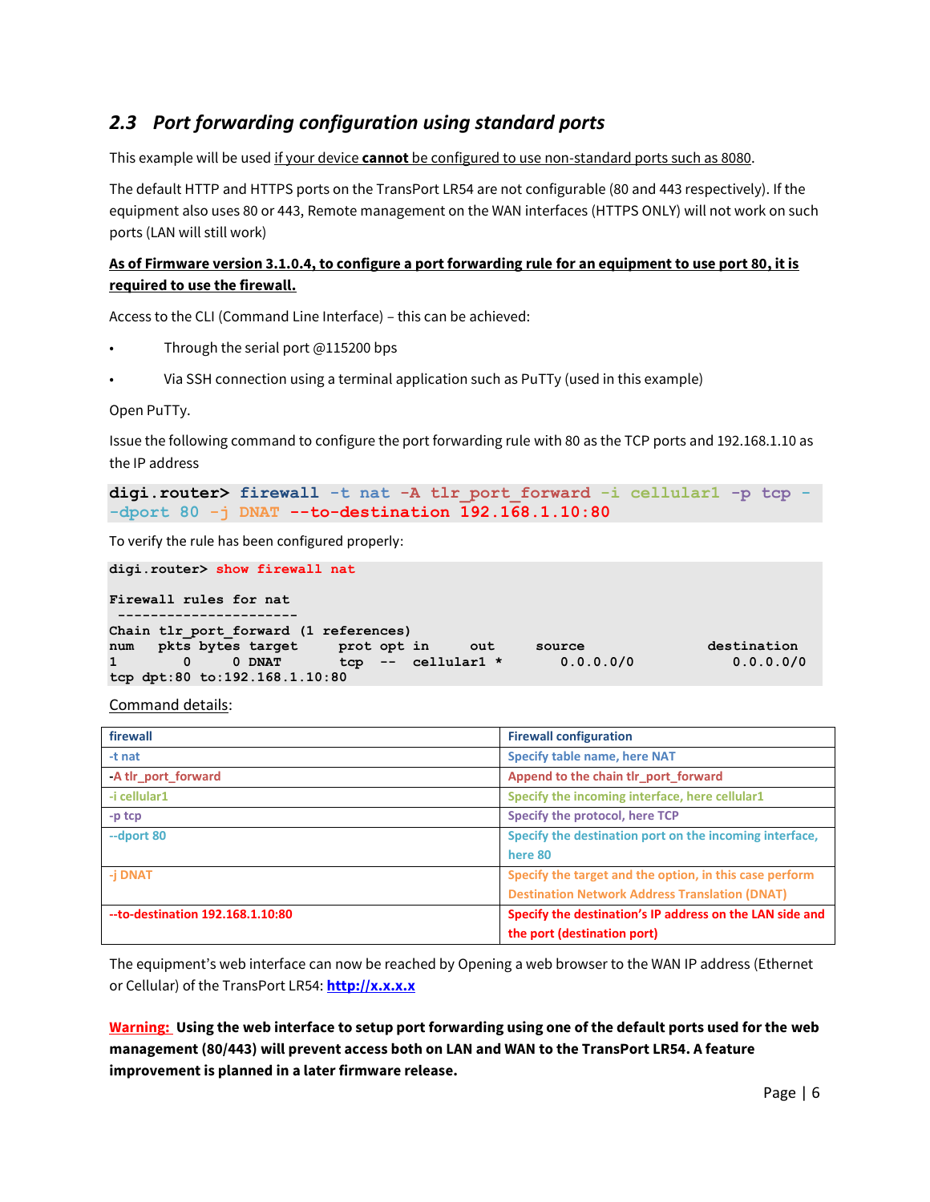## *2.3 Port forwarding configuration using standard ports*

This example will be used if your device **cannot** be configured to use non-standard ports such as 8080.

The default HTTP and HTTPS ports on the TransPort LR54 are not configurable (80 and 443 respectively). If the equipment also uses 80 or 443, Remote management on the WAN interfaces (HTTPS ONLY) will not work on such ports (LAN will still work)

**As of Firmware version 3.1.0.4, to configure a port forwarding rule for an equipment to use port 80, it is required to use the firewall.**

Access to the CLI (Command Line Interface) – this can be achieved:

- Through the serial port @115200 bps
- Via SSH connection using a terminal application such as PuTTy (used in this example)

Open PuTTy.

Issue the following command to configure the port forwarding rule with 80 as the TCP ports and 192.168.1.10 as the IP address

```
digi.router> firewall -t nat -A tlr_port_forward -i cellular1 -p tcp --dport 80 -j DNAT --to-destination 192.168.1.10:80
```

To verify the rule has been configured properly:

```
digi.router> show firewall nat

Firewall rules for nat
 ----------------------
Chain tlr_port_forward (1 references)
num   pkts bytes target     prot opt in      out     source               destination
1        0     0 DNAT       tcp  --  cellular1 *       0.0.0.0/0            0.0.0.0/0
tcp dpt:80 to:192.168.1.10:80
```

Command details:

| | |
|---|---|
| **firewall** | **Firewall configuration** |
| **-t nat** | **Specify table name, here NAT** |
| **-A tlr_port_forward** | **Append to the chain tlr_port_forward** |
| **-i cellular1** | **Specify the incoming interface, here cellular1** |
| **-p tcp** | **Specify the protocol, here TCP** |
| **--dport 80** | **Specify the destination port on the incoming interface, here 80** |
| **-j DNAT** | **Specify the target and the option, in this case perform Destination Network Address Translation (DNAT)** |
| **--to-destination 192.168.1.10:80** | **Specify the destination's IP address on the LAN side and the port (destination port)** |

The equipment's web interface can now be reached by Opening a web browser to the WAN IP address (Ethernet or Cellular) of the TransPort LR54: **http://x.x.x.x**

**Warning: Using the web interface to setup port forwarding using one of the default ports used for the web management (80/443) will prevent access both on LAN and WAN to the TransPort LR54. A feature improvement is planned in a later firmware release.**